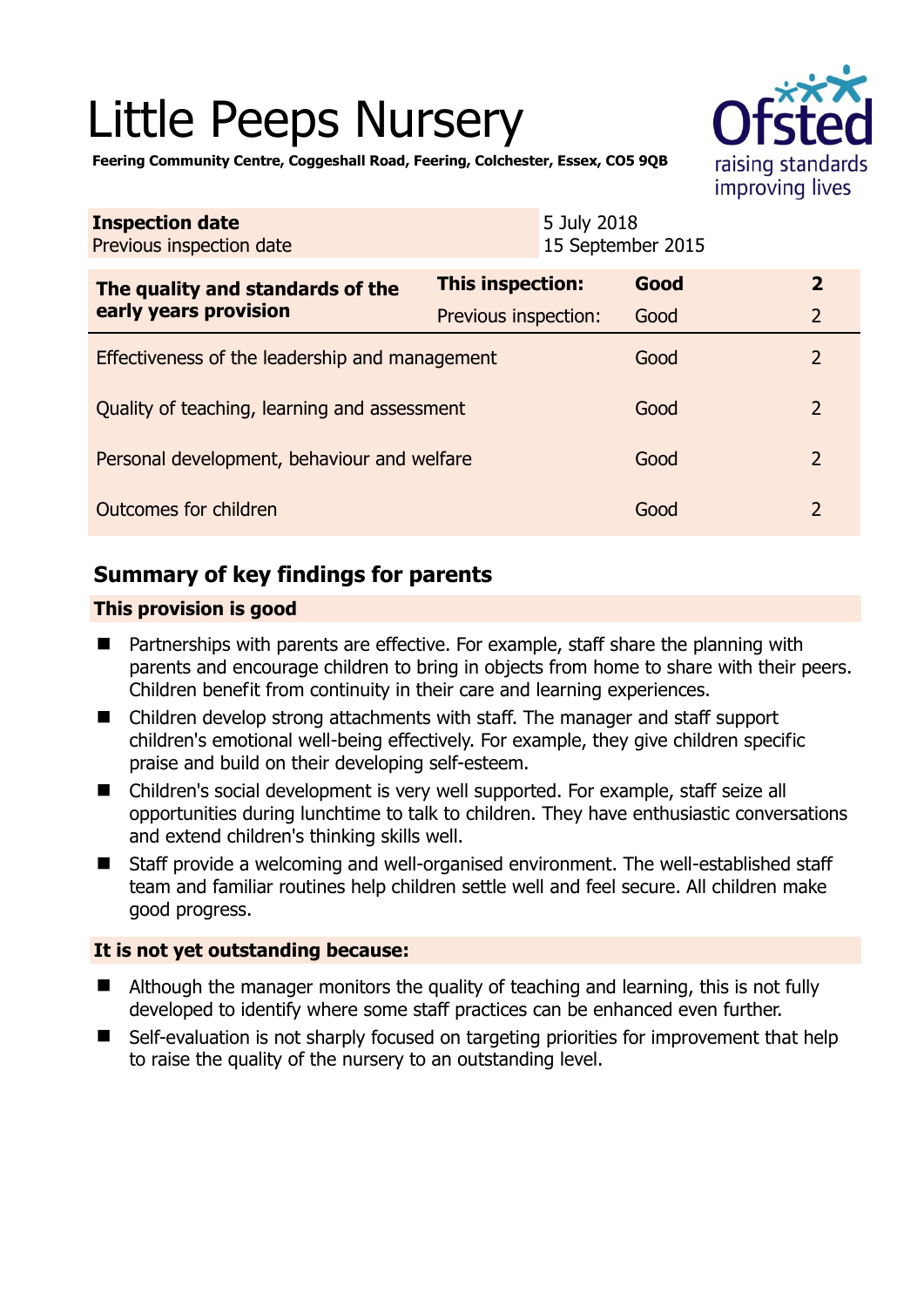# Little Peeps Nursery

**Feering Community Centre, Coggeshall Road, Feering, Colchester, Essex, CO5 9QB**

| **Inspection date** | 5 July 2018 |
|---|---|
| Previous inspection date | 15 September 2015 |

| **The quality and standards of the early years provision** | **This inspection:** | **Good** | **2** |
|---|---|---|---|
| | Previous inspection: | Good | 2 |
| Effectiveness of the leadership and management | | Good | 2 |
| Quality of teaching, learning and assessment | | Good | 2 |
| Personal development, behaviour and welfare | | Good | 2 |
| Outcomes for children | | Good | 2 |

## Summary of key findings for parents

### This provision is good

- Partnerships with parents are effective. For example, staff share the planning with parents and encourage children to bring in objects from home to share with their peers. Children benefit from continuity in their care and learning experiences.
- Children develop strong attachments with staff. The manager and staff support children's emotional well-being effectively. For example, they give children specific praise and build on their developing self-esteem.
- Children's social development is very well supported. For example, staff seize all opportunities during lunchtime to talk to children. They have enthusiastic conversations and extend children's thinking skills well.
- Staff provide a welcoming and well-organised environment. The well-established staff team and familiar routines help children settle well and feel secure. All children make good progress.

### It is not yet outstanding because:

- Although the manager monitors the quality of teaching and learning, this is not fully developed to identify where some staff practices can be enhanced even further.
- Self-evaluation is not sharply focused on targeting priorities for improvement that help to raise the quality of the nursery to an outstanding level.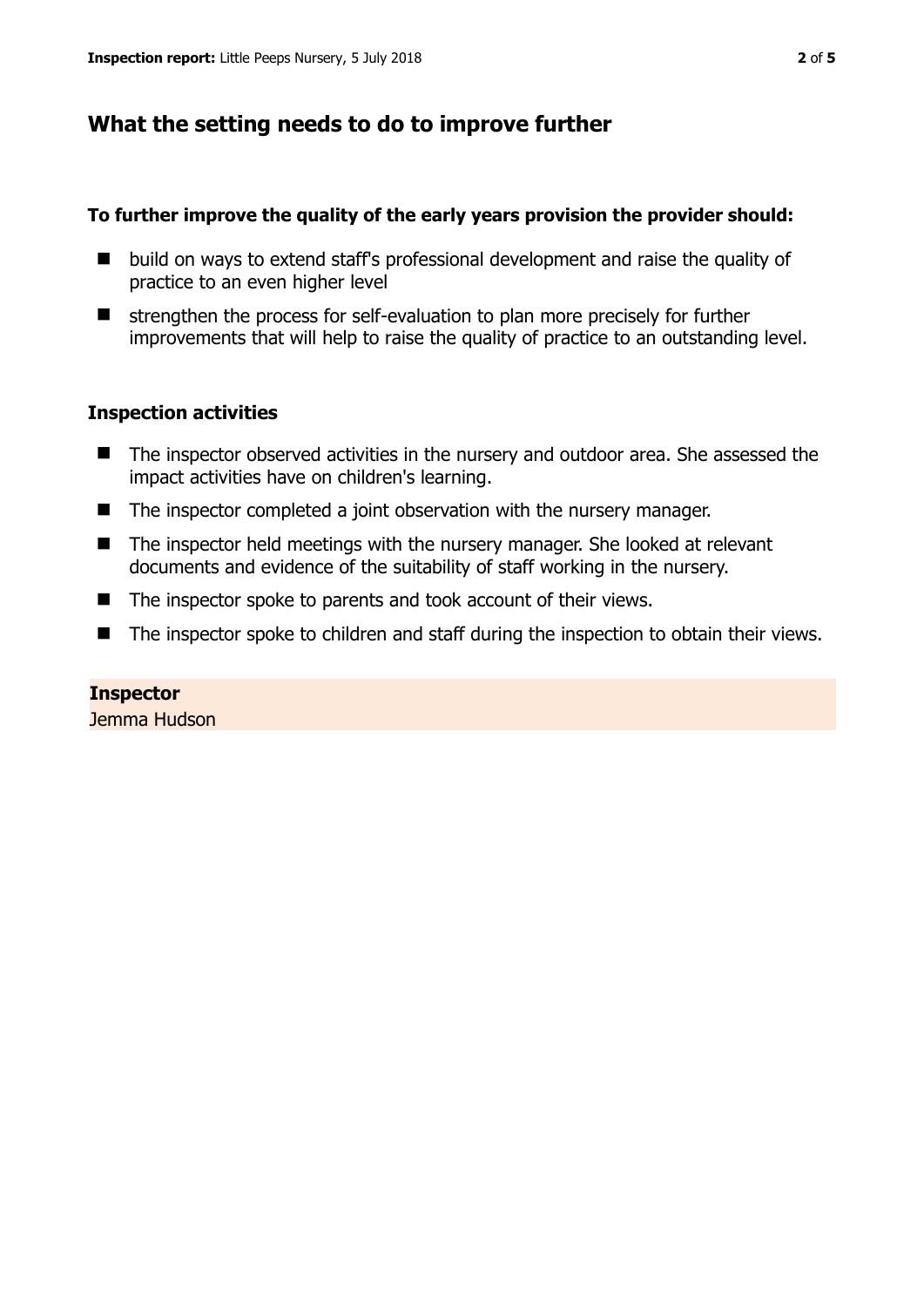## What the setting needs to do to improve further

**To further improve the quality of the early years provision the provider should:**

- build on ways to extend staff's professional development and raise the quality of practice to an even higher level
- strengthen the process for self-evaluation to plan more precisely for further improvements that will help to raise the quality of practice to an outstanding level.

### Inspection activities

- The inspector observed activities in the nursery and outdoor area. She assessed the impact activities have on children's learning.
- The inspector completed a joint observation with the nursery manager.
- The inspector held meetings with the nursery manager. She looked at relevant documents and evidence of the suitability of staff working in the nursery.
- The inspector spoke to parents and took account of their views.
- The inspector spoke to children and staff during the inspection to obtain their views.

**Inspector**
Jemma Hudson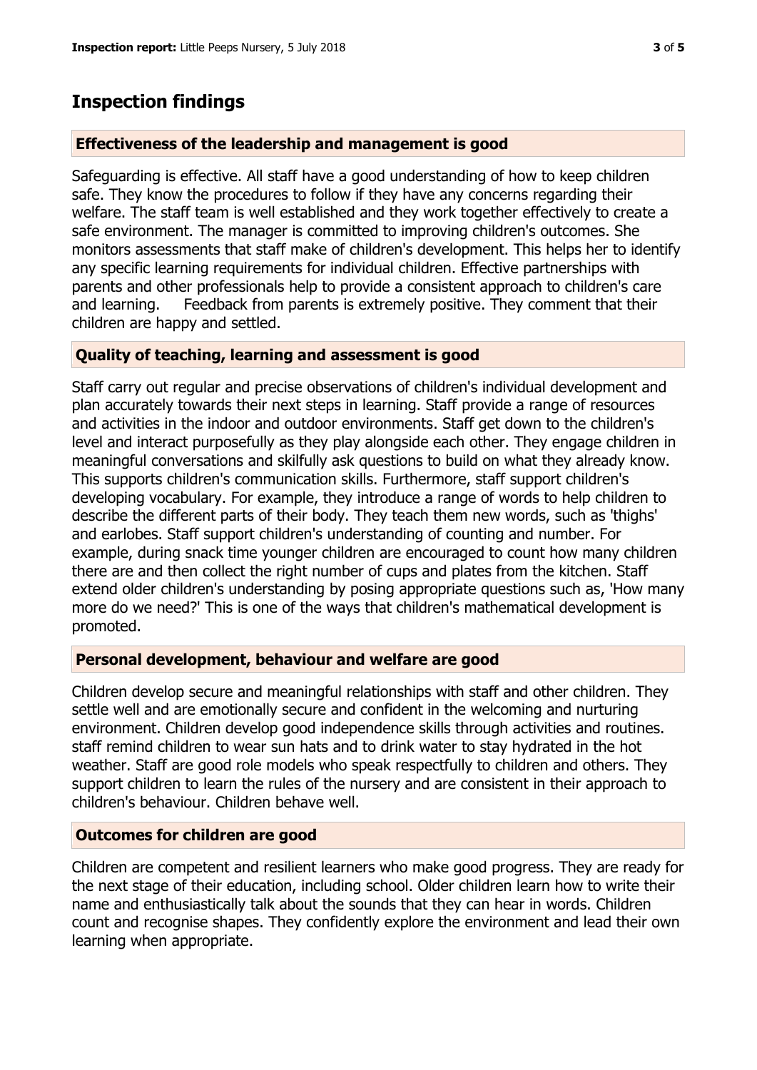## Inspection findings

### Effectiveness of the leadership and management is good

Safeguarding is effective. All staff have a good understanding of how to keep children safe. They know the procedures to follow if they have any concerns regarding their welfare. The staff team is well established and they work together effectively to create a safe environment. The manager is committed to improving children's outcomes. She monitors assessments that staff make of children's development. This helps her to identify any specific learning requirements for individual children. Effective partnerships with parents and other professionals help to provide a consistent approach to children's care and learning. Feedback from parents is extremely positive. They comment that their children are happy and settled.

### Quality of teaching, learning and assessment is good

Staff carry out regular and precise observations of children's individual development and plan accurately towards their next steps in learning. Staff provide a range of resources and activities in the indoor and outdoor environments. Staff get down to the children's level and interact purposefully as they play alongside each other. They engage children in meaningful conversations and skilfully ask questions to build on what they already know. This supports children's communication skills. Furthermore, staff support children's developing vocabulary. For example, they introduce a range of words to help children to describe the different parts of their body. They teach them new words, such as 'thighs' and earlobes. Staff support children's understanding of counting and number. For example, during snack time younger children are encouraged to count how many children there are and then collect the right number of cups and plates from the kitchen. Staff extend older children's understanding by posing appropriate questions such as, 'How many more do we need?' This is one of the ways that children's mathematical development is promoted.

### Personal development, behaviour and welfare are good

Children develop secure and meaningful relationships with staff and other children. They settle well and are emotionally secure and confident in the welcoming and nurturing environment. Children develop good independence skills through activities and routines. staff remind children to wear sun hats and to drink water to stay hydrated in the hot weather. Staff are good role models who speak respectfully to children and others. They support children to learn the rules of the nursery and are consistent in their approach to children's behaviour. Children behave well.

### Outcomes for children are good

Children are competent and resilient learners who make good progress. They are ready for the next stage of their education, including school. Older children learn how to write their name and enthusiastically talk about the sounds that they can hear in words. Children count and recognise shapes. They confidently explore the environment and lead their own learning when appropriate.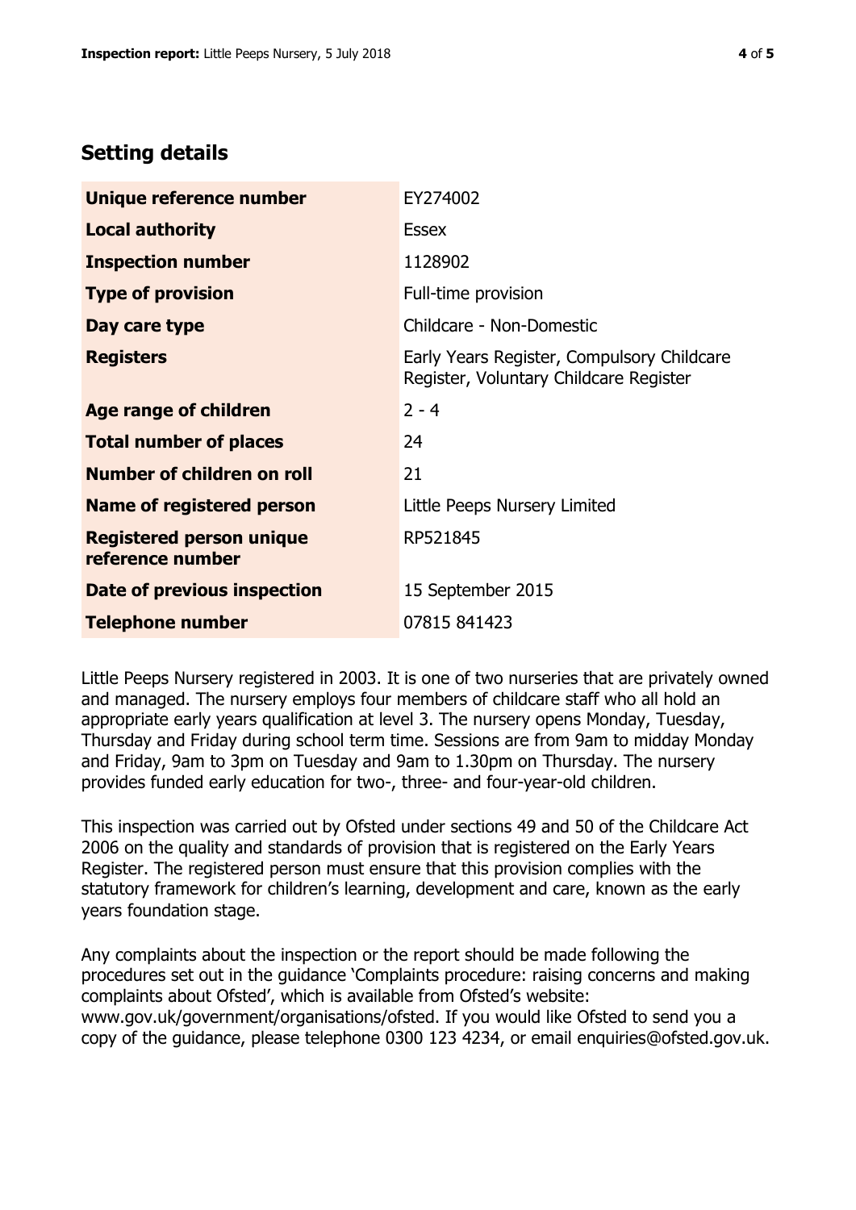## Setting details

| | |
|---|---|
| **Unique reference number** | EY274002 |
| **Local authority** | Essex |
| **Inspection number** | 1128902 |
| **Type of provision** | Full-time provision |
| **Day care type** | Childcare - Non-Domestic |
| **Registers** | Early Years Register, Compulsory Childcare Register, Voluntary Childcare Register |
| **Age range of children** | 2 - 4 |
| **Total number of places** | 24 |
| **Number of children on roll** | 21 |
| **Name of registered person** | Little Peeps Nursery Limited |
| **Registered person unique reference number** | RP521845 |
| **Date of previous inspection** | 15 September 2015 |
| **Telephone number** | 07815 841423 |

Little Peeps Nursery registered in 2003. It is one of two nurseries that are privately owned and managed. The nursery employs four members of childcare staff who all hold an appropriate early years qualification at level 3. The nursery opens Monday, Tuesday, Thursday and Friday during school term time. Sessions are from 9am to midday Monday and Friday, 9am to 3pm on Tuesday and 9am to 1.30pm on Thursday. The nursery provides funded early education for two-, three- and four-year-old children.

This inspection was carried out by Ofsted under sections 49 and 50 of the Childcare Act 2006 on the quality and standards of provision that is registered on the Early Years Register. The registered person must ensure that this provision complies with the statutory framework for children's learning, development and care, known as the early years foundation stage.

Any complaints about the inspection or the report should be made following the procedures set out in the guidance 'Complaints procedure: raising concerns and making complaints about Ofsted', which is available from Ofsted's website: www.gov.uk/government/organisations/ofsted. If you would like Ofsted to send you a copy of the guidance, please telephone 0300 123 4234, or email enquiries@ofsted.gov.uk.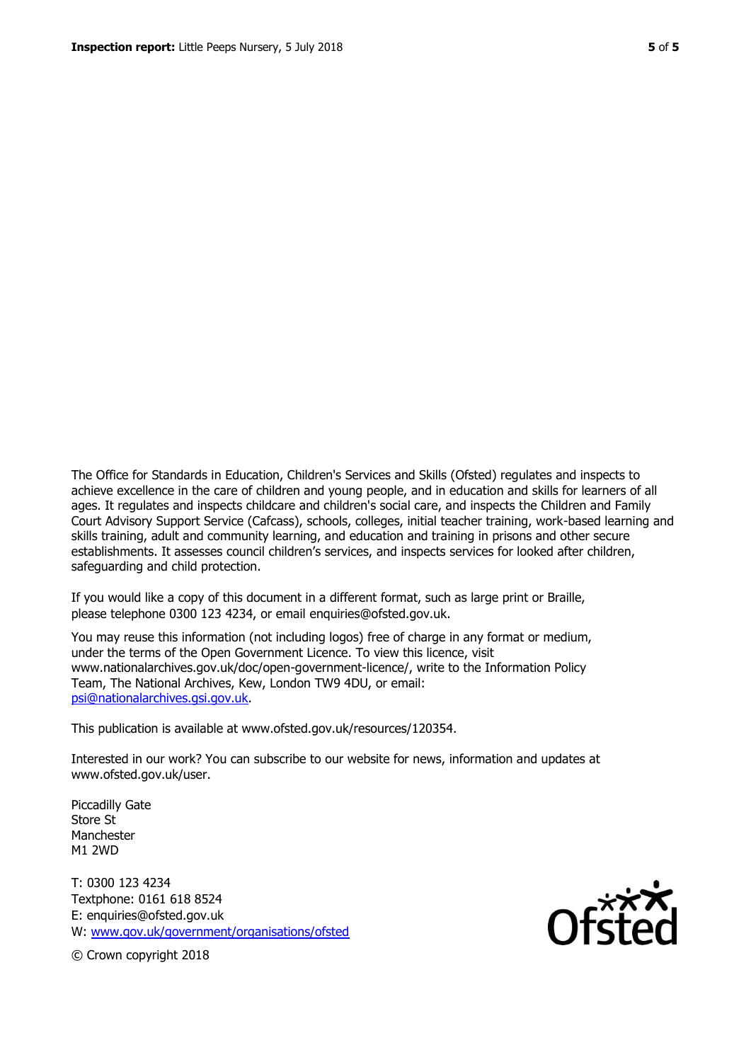The Office for Standards in Education, Children's Services and Skills (Ofsted) regulates and inspects to achieve excellence in the care of children and young people, and in education and skills for learners of all ages. It regulates and inspects childcare and children's social care, and inspects the Children and Family Court Advisory Support Service (Cafcass), schools, colleges, initial teacher training, work-based learning and skills training, adult and community learning, and education and training in prisons and other secure establishments. It assesses council children's services, and inspects services for looked after children, safeguarding and child protection.

If you would like a copy of this document in a different format, such as large print or Braille, please telephone 0300 123 4234, or email enquiries@ofsted.gov.uk.

You may reuse this information (not including logos) free of charge in any format or medium, under the terms of the Open Government Licence. To view this licence, visit www.nationalarchives.gov.uk/doc/open-government-licence/, write to the Information Policy Team, The National Archives, Kew, London TW9 4DU, or email: psi@nationalarchives.gsi.gov.uk.

This publication is available at www.ofsted.gov.uk/resources/120354.

Interested in our work? You can subscribe to our website for news, information and updates at www.ofsted.gov.uk/user.

Piccadilly Gate
Store St
Manchester
M1 2WD

T: 0300 123 4234
Textphone: 0161 618 8524
E: enquiries@ofsted.gov.uk
W: www.gov.uk/government/organisations/ofsted

© Crown copyright 2018